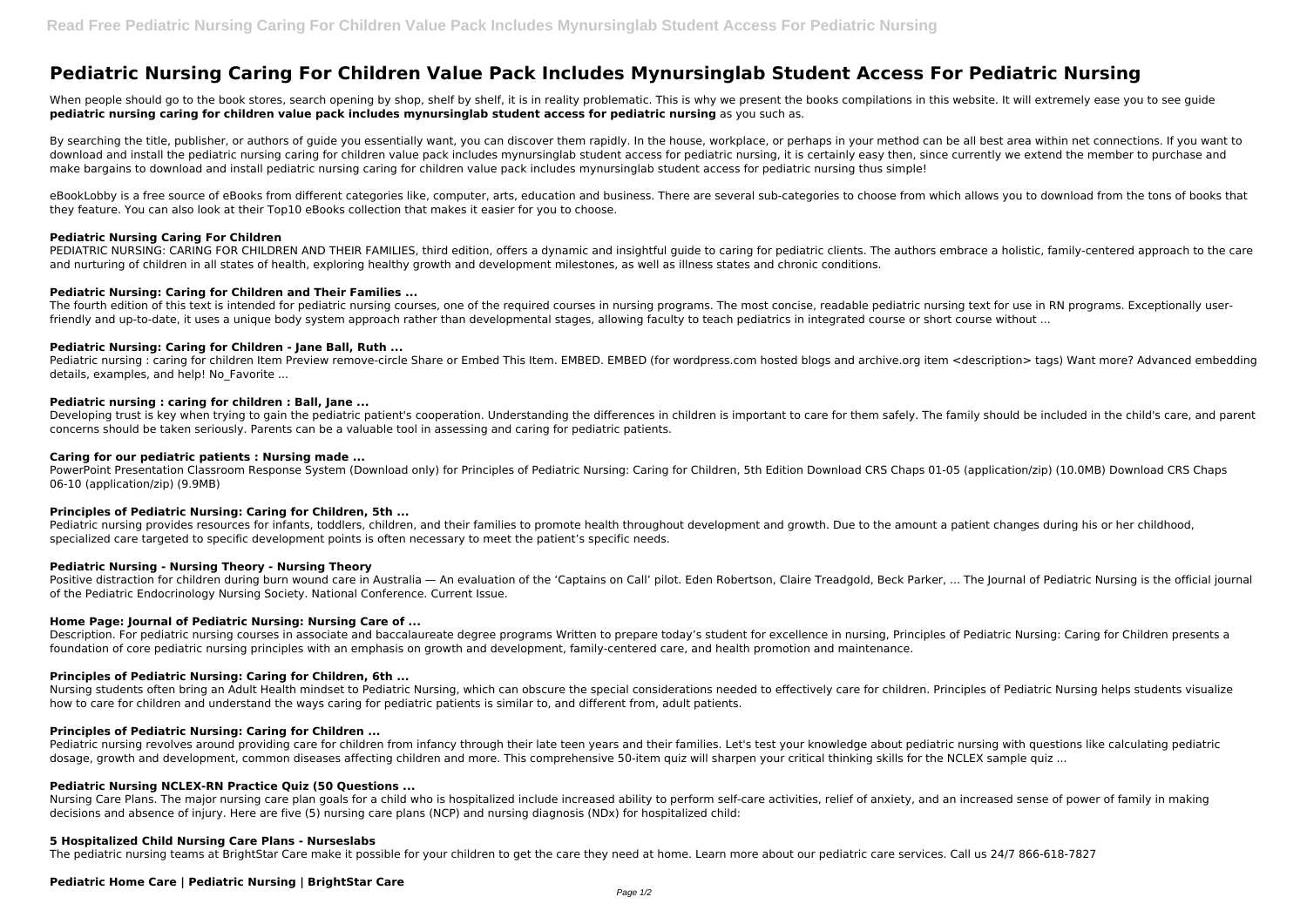# Pediatric Nursing Caring For Children Value Pack Includes Mynursinglab Student Access For Pediatric Nursing

When people should go to the book stores, search opening by shop, shelf by shelf, it is in reality problematic. This is why we present the books compilations in this website. It will extremely ease you to see guide **pediatric nursing caring for children value pack includes mynursinglab student access for pediatric nursing** as you such as.

By searching the title, publisher, or authors of guide you essentially want, you can discover them rapidly. In the house, workplace, or perhaps in your method can be all best area within net connections. If you want to download and install the pediatric nursing caring for children value pack includes mynursinglab student access for pediatric nursing, it is certainly easy then, since currently we extend the member to purchase and make bargains to download and install pediatric nursing caring for children value pack includes mynursinglab student access for pediatric nursing thus simple!

eBookLobby is a free source of eBooks from different categories like, computer, arts, education and business. There are several sub-categories to choose from which allows you to download from the tons of books that they feature. You can also look at their Top10 eBooks collection that makes it easier for you to choose.

### Pediatric Nursing Caring For Children

PEDIATRIC NURSING: CARING FOR CHILDREN AND THEIR FAMILIES, third edition, offers a dynamic and insightful guide to caring for pediatric clients. The authors embrace a holistic, family-centered approach to the care and nurturing of children in all states of health, exploring healthy growth and development milestones, as well as illness states and chronic conditions.

### Pediatric Nursing: Caring for Children and Their Families ...

The fourth edition of this text is intended for pediatric nursing courses, one of the required courses in nursing programs. The most concise, readable pediatric nursing text for use in RN programs. Exceptionally user-friendly and up-to-date, it uses a unique body system approach rather than developmental stages, allowing faculty to teach pediatrics in integrated course or short course without ...

### Pediatric Nursing: Caring for Children - Jane Ball, Ruth ...

Pediatric nursing : caring for children Item Preview remove-circle Share or Embed This Item. EMBED. EMBED (for wordpress.com hosted blogs and archive.org item <description> tags) Want more? Advanced embedding details, examples, and help! No_Favorite ...

### Pediatric nursing : caring for children : Ball, Jane ...

Developing trust is key when trying to gain the pediatric patient's cooperation. Understanding the differences in children is important to care for them safely. The family should be included in the child's care, and parent concerns should be taken seriously. Parents can be a valuable tool in assessing and caring for pediatric patients.

### Caring for our pediatric patients : Nursing made ...

PowerPoint Presentation Classroom Response System (Download only) for Principles of Pediatric Nursing: Caring for Children, 5th Edition Download CRS Chaps 01-05 (application/zip) (10.0MB) Download CRS Chaps 06-10 (application/zip) (9.9MB)

### Principles of Pediatric Nursing: Caring for Children, 5th ...

Pediatric nursing provides resources for infants, toddlers, children, and their families to promote health throughout development and growth. Due to the amount a patient changes during his or her childhood, specialized care targeted to specific development points is often necessary to meet the patient's specific needs.

### Pediatric Nursing - Nursing Theory - Nursing Theory

Positive distraction for children during burn wound care in Australia — An evaluation of the 'Captains on Call' pilot. Eden Robertson, Claire Treadgold, Beck Parker, ... The Journal of Pediatric Nursing is the official journal of the Pediatric Endocrinology Nursing Society. National Conference. Current Issue.

### Home Page: Journal of Pediatric Nursing: Nursing Care of ...

Description. For pediatric nursing courses in associate and baccalaureate degree programs Written to prepare today's student for excellence in nursing, Principles of Pediatric Nursing: Caring for Children presents a foundation of core pediatric nursing principles with an emphasis on growth and development, family-centered care, and health promotion and maintenance.

### Principles of Pediatric Nursing: Caring for Children, 6th ...

Nursing students often bring an Adult Health mindset to Pediatric Nursing, which can obscure the special considerations needed to effectively care for children. Principles of Pediatric Nursing helps students visualize how to care for children and understand the ways caring for pediatric patients is similar to, and different from, adult patients.

### Principles of Pediatric Nursing: Caring for Children ...

Pediatric nursing revolves around providing care for children from infancy through their late teen years and their families. Let's test your knowledge about pediatric nursing with questions like calculating pediatric dosage, growth and development, common diseases affecting children and more. This comprehensive 50-item quiz will sharpen your critical thinking skills for the NCLEX sample quiz ...

### Pediatric Nursing NCLEX-RN Practice Quiz (50 Questions ...

Nursing Care Plans. The major nursing care plan goals for a child who is hospitalized include increased ability to perform self-care activities, relief of anxiety, and an increased sense of power of family in making decisions and absence of injury. Here are five (5) nursing care plans (NCP) and nursing diagnosis (NDx) for hospitalized child:

### 5 Hospitalized Child Nursing Care Plans - Nurseslabs

The pediatric nursing teams at BrightStar Care make it possible for your children to get the care they need at home. Learn more about our pediatric care services. Call us 24/7 866-618-7827

### Pediatric Home Care | Pediatric Nursing | BrightStar Care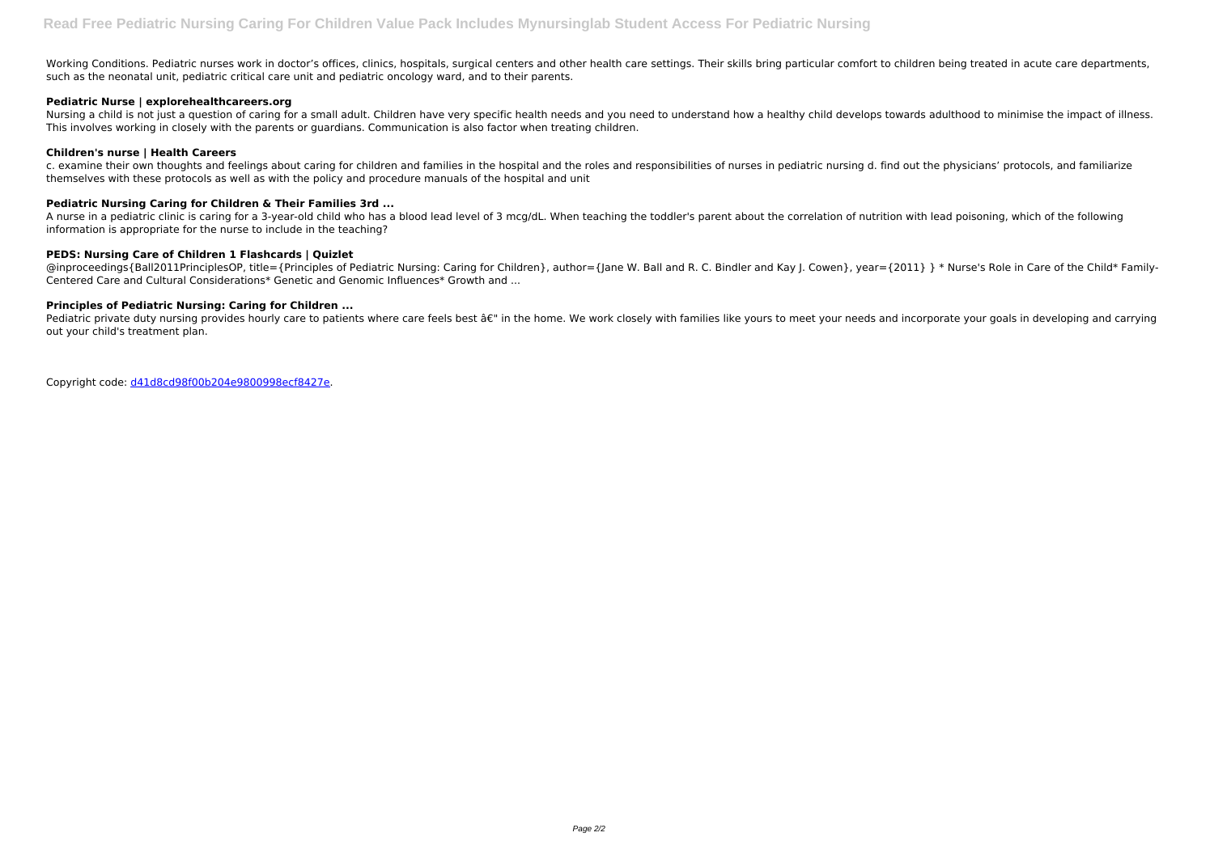Working Conditions. Pediatric nurses work in doctor's offices, clinics, hospitals, surgical centers and other health care settings. Their skills bring particular comfort to children being treated in acute care departments, such as the neonatal unit, pediatric critical care unit and pediatric oncology ward, and to their parents.

### Pediatric Nurse | explorehealthcareers.org

Nursing a child is not just a question of caring for a small adult. Children have very specific health needs and you need to understand how a healthy child develops towards adulthood to minimise the impact of illness. This involves working in closely with the parents or guardians. Communication is also factor when treating children.

### Children's nurse | Health Careers

c. examine their own thoughts and feelings about caring for children and families in the hospital and the roles and responsibilities of nurses in pediatric nursing d. find out the physicians' protocols, and familiarize themselves with these protocols as well as with the policy and procedure manuals of the hospital and unit

### Pediatric Nursing Caring for Children & Their Families 3rd ...

A nurse in a pediatric clinic is caring for a 3-year-old child who has a blood lead level of 3 mcg/dL. When teaching the toddler's parent about the correlation of nutrition with lead poisoning, which of the following information is appropriate for the nurse to include in the teaching?

### PEDS: Nursing Care of Children 1 Flashcards | Quizlet

@inproceedings{Ball2011PrinciplesOP, title={Principles of Pediatric Nursing: Caring for Children}, author={Jane W. Ball and R. C. Bindler and Kay J. Cowen}, year={2011} } * Nurse's Role in Care of the Child* Family-Centered Care and Cultural Considerations* Genetic and Genomic Influences* Growth and ...

### Principles of Pediatric Nursing: Caring for Children ...

Pediatric private duty nursing provides hourly care to patients where care feels best â€" in the home. We work closely with families like yours to meet your needs and incorporate your goals in developing and carrying out your child's treatment plan.

Copyright code: d41d8cd98f00b204e9800998ecf8427e.